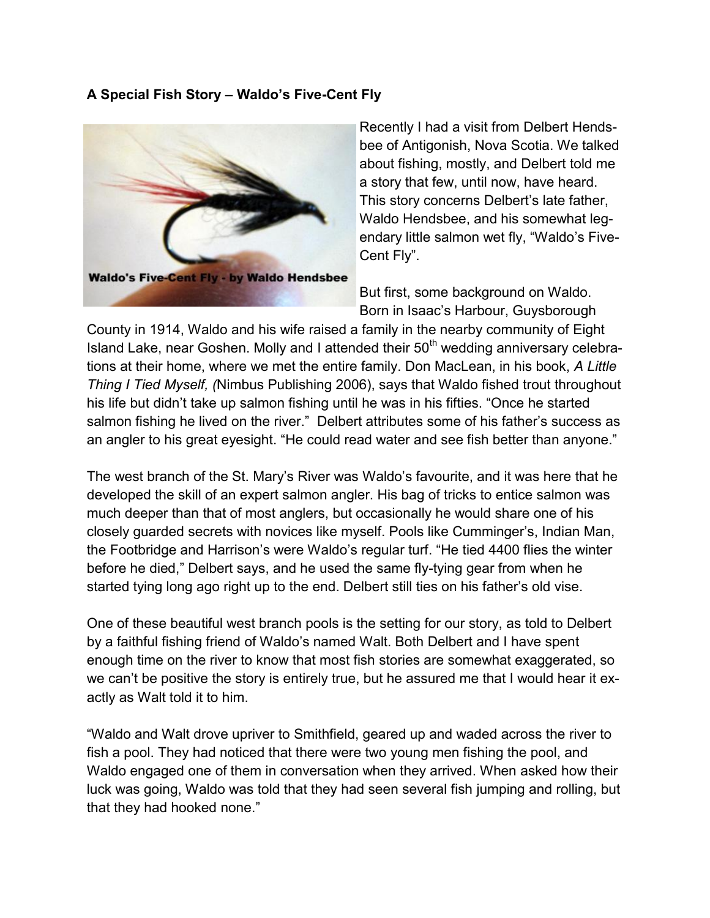**A Special Fish Story – Waldo's Five-Cent Fly**

Waldo's Five-Cent Fly - by Waldo Hendsbee

Recently I had a visit from Delbert Hendsbee of Antigonish, Nova Scotia. We talked about fishing, mostly, and Delbert told me a story that few, until now, have heard. This story concerns Delbert's late father, Waldo Hendsbee, and his somewhat legendary little salmon wet fly, "Waldo's Five-Cent Fly".

But first, some background on Waldo. Born in Isaac's Harbour, Guysborough County in 1914, Waldo and his wife raised a family in the nearby community of Eight Island Lake, near Goshen. Molly and I attended their 50th wedding anniversary celebrations at their home, where we met the entire family. Don MacLean, in his book, *A Little Thing I Tied Myself, (*Nimbus Publishing 2006), says that Waldo fished trout throughout his life but didn't take up salmon fishing until he was in his fifties. "Once he started salmon fishing he lived on the river." Delbert attributes some of his father's success as an angler to his great eyesight. "He could read water and see fish better than anyone."

The west branch of the St. Mary's River was Waldo's favourite, and it was here that he developed the skill of an expert salmon angler. His bag of tricks to entice salmon was much deeper than that of most anglers, but occasionally he would share one of his closely guarded secrets with novices like myself. Pools like Cumminger's, Indian Man, the Footbridge and Harrison's were Waldo's regular turf. "He tied 4400 flies the winter before he died," Delbert says, and he used the same fly-tying gear from when he started tying long ago right up to the end. Delbert still ties on his father's old vise.

One of these beautiful west branch pools is the setting for our story, as told to Delbert by a faithful fishing friend of Waldo's named Walt. Both Delbert and I have spent enough time on the river to know that most fish stories are somewhat exaggerated, so we can't be positive the story is entirely true, but he assured me that I would hear it exactly as Walt told it to him.

"Waldo and Walt drove upriver to Smithfield, geared up and waded across the river to fish a pool. They had noticed that there were two young men fishing the pool, and Waldo engaged one of them in conversation when they arrived. When asked how their luck was going, Waldo was told that they had seen several fish jumping and rolling, but that they had hooked none."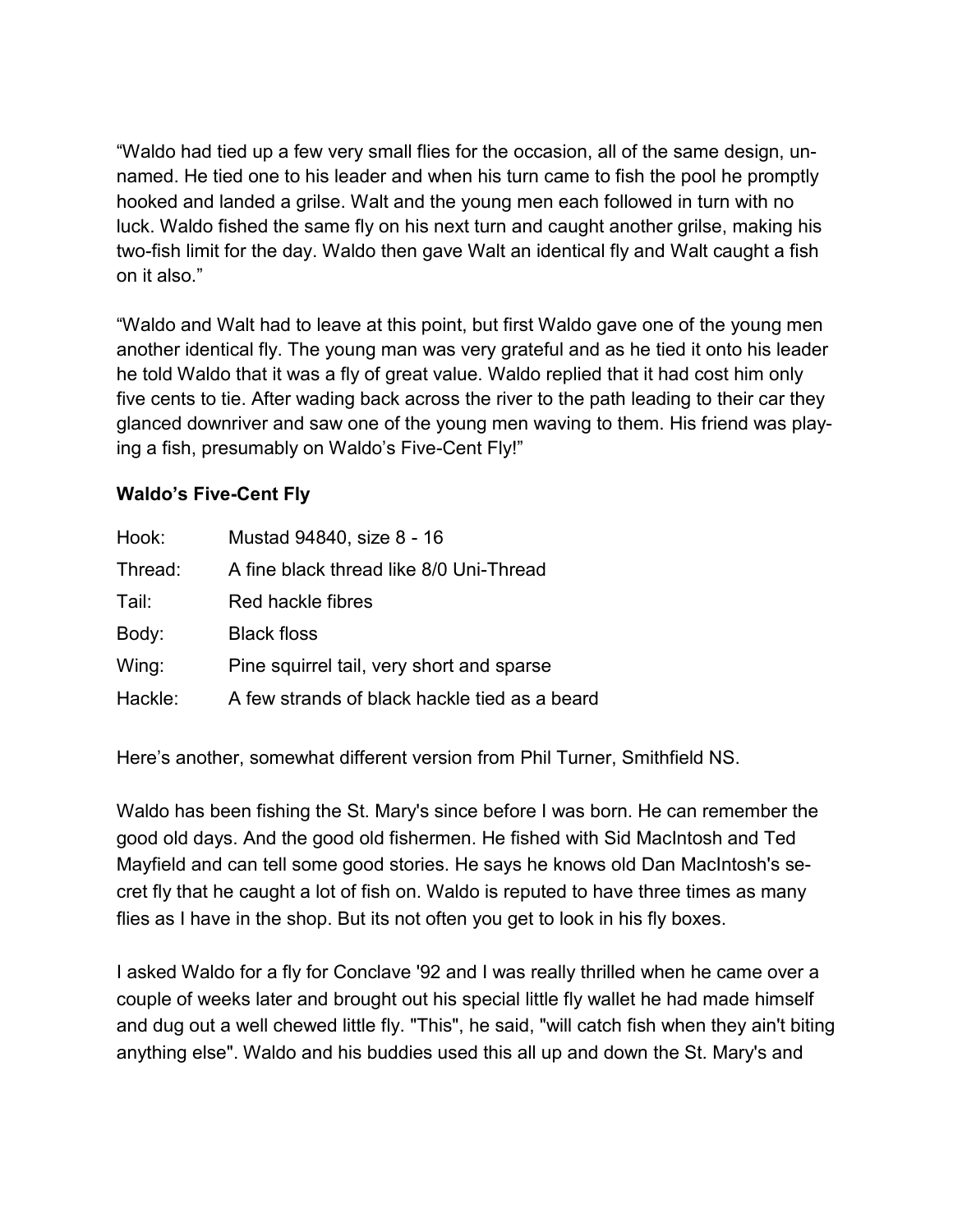“Waldo had tied up a few very small flies for the occasion, all of the same design, unnamed. He tied one to his leader and when his turn came to fish the pool he promptly hooked and landed a grilse. Walt and the young men each followed in turn with no luck. Waldo fished the same fly on his next turn and caught another grilse, making his two-fish limit for the day. Waldo then gave Walt an identical fly and Walt caught a fish on it also.”

“Waldo and Walt had to leave at this point, but first Waldo gave one of the young men another identical fly. The young man was very grateful and as he tied it onto his leader he told Waldo that it was a fly of great value. Waldo replied that it had cost him only five cents to tie. After wading back across the river to the path leading to their car they glanced downriver and saw one of the young men waving to them. His friend was playing a fish, presumably on Waldo’s Five-Cent Fly!”

**Waldo’s Five-Cent Fly**

| | |
|---|---|
| Hook: | Mustad 94840, size 8 - 16 |
| Thread: | A fine black thread like 8/0 Uni-Thread |
| Tail: | Red hackle fibres |
| Body: | Black floss |
| Wing: | Pine squirrel tail, very short and sparse |
| Hackle: | A few strands of black hackle tied as a beard |

Here’s another, somewhat different version from Phil Turner, Smithfield NS.

Waldo has been fishing the St. Mary's since before I was born. He can remember the good old days. And the good old fishermen. He fished with Sid MacIntosh and Ted Mayfield and can tell some good stories. He says he knows old Dan MacIntosh's secret fly that he caught a lot of fish on. Waldo is reputed to have three times as many flies as I have in the shop. But its not often you get to look in his fly boxes.

I asked Waldo for a fly for Conclave '92 and I was really thrilled when he came over a couple of weeks later and brought out his special little fly wallet he had made himself and dug out a well chewed little fly. "This", he said, "will catch fish when they ain't biting anything else". Waldo and his buddies used this all up and down the St. Mary's and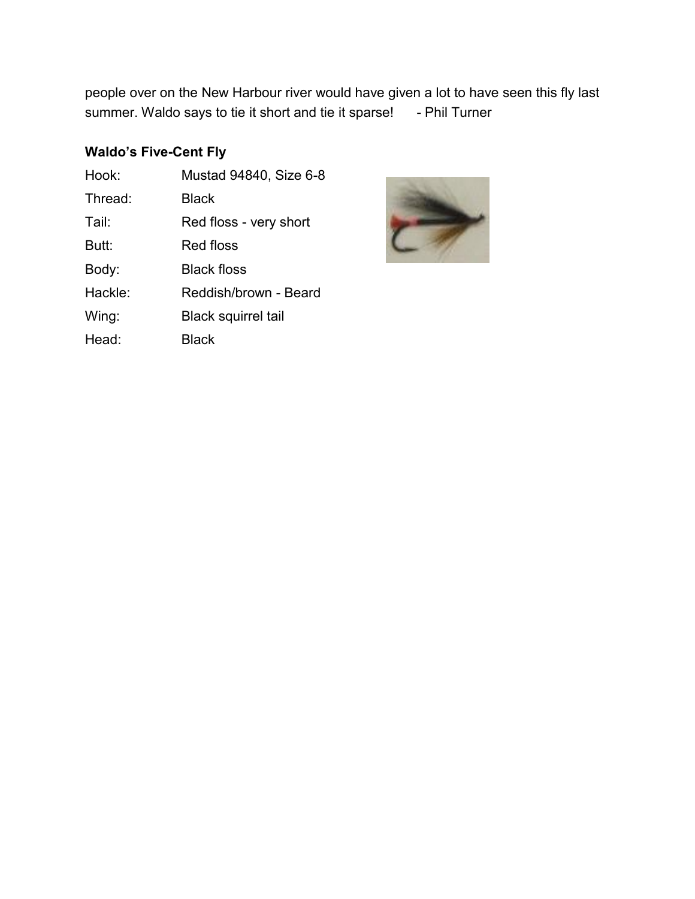people over on the New Harbour river would have given a lot to have seen this fly last summer. Waldo says to tie it short and tie it sparse!    - Phil Turner

**Waldo's Five-Cent Fly**

| | |
|---|---|
| Hook: | Mustad 94840, Size 6-8 |
| Thread: | Black |
| Tail: | Red floss - very short |
| Butt: | Red floss |
| Body: | Black floss |
| Hackle: | Reddish/brown - Beard |
| Wing: | Black squirrel tail |
| Head: | Black |